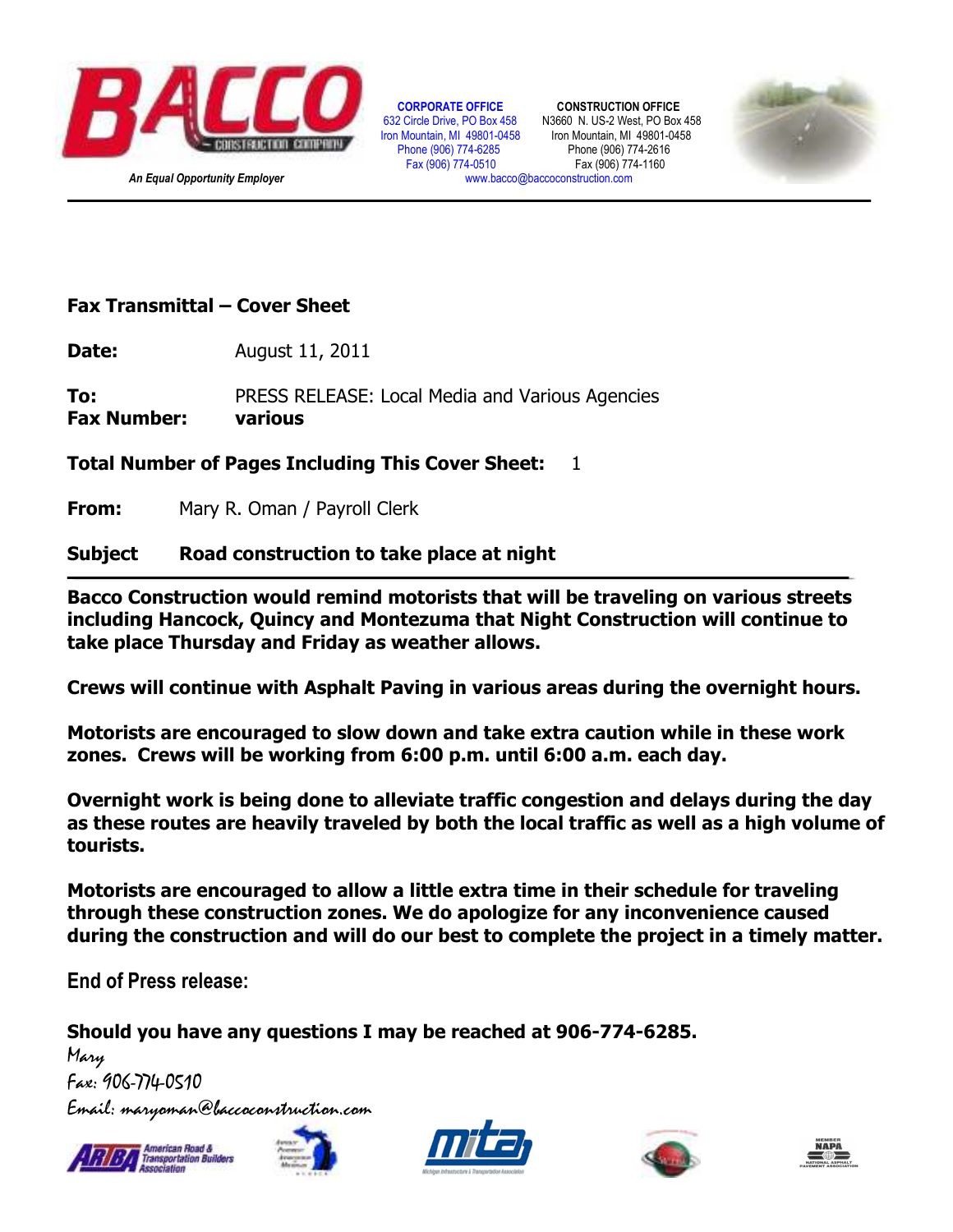**BACCO CONSTRUCTION COMPANY**

*An Equal Opportunity Employer*

**CORPORATE OFFICE**
632 Circle Drive, PO Box 458
Iron Mountain, MI 49801-0458
Phone (906) 774-6285
Fax (906) 774-0510

**CONSTRUCTION OFFICE**
N3660 N. US-2 West, PO Box 458
Iron Mountain, MI 49801-0458
Phone (906) 774-2616
Fax (906) 774-1160

www.bacco@baccoconstruction.com

---

**Fax Transmittal – Cover Sheet**

**Date:** August 11, 2011

**To:** PRESS RELEASE: Local Media and Various Agencies
**Fax Number:** **various**

**Total Number of Pages Including This Cover Sheet:** 1

**From:** Mary R. Oman / Payroll Clerk

**Subject** **Road construction to take place at night**

---

**Bacco Construction would remind motorists that will be traveling on various streets including Hancock, Quincy and Montezuma that Night Construction will continue to take place Thursday and Friday as weather allows.**

**Crews will continue with Asphalt Paving in various areas during the overnight hours.**

**Motorists are encouraged to slow down and take extra caution while in these work zones. Crews will be working from 6:00 p.m. until 6:00 a.m. each day.**

**Overnight work is being done to alleviate traffic congestion and delays during the day as these routes are heavily traveled by both the local traffic as well as a high volume of tourists.**

**Motorists are encouraged to allow a little extra time in their schedule for traveling through these construction zones. We do apologize for any inconvenience caused during the construction and will do our best to complete the project in a timely matter.**

End of Press release:

**Should you have any questions I may be reached at 906-774-6285.**

Mary
Fax: 906-774-0510
Email: maryoman@baccoconstruction.com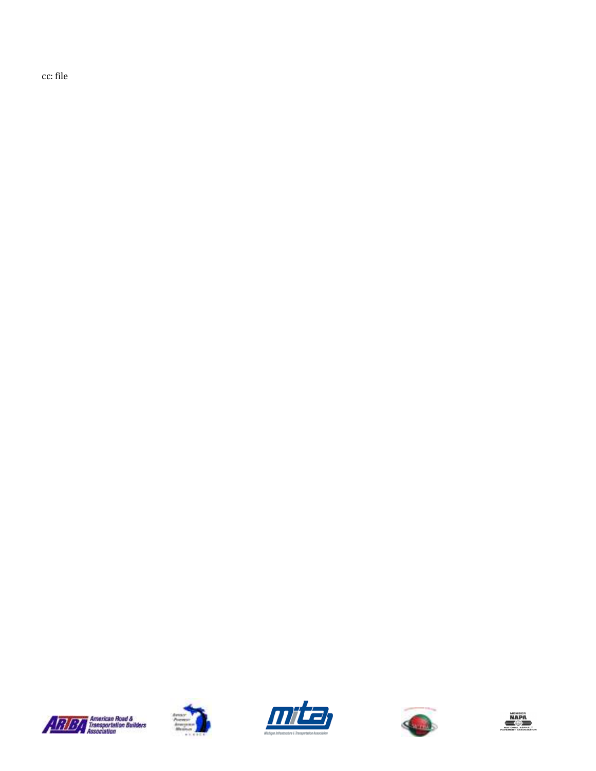cc: file